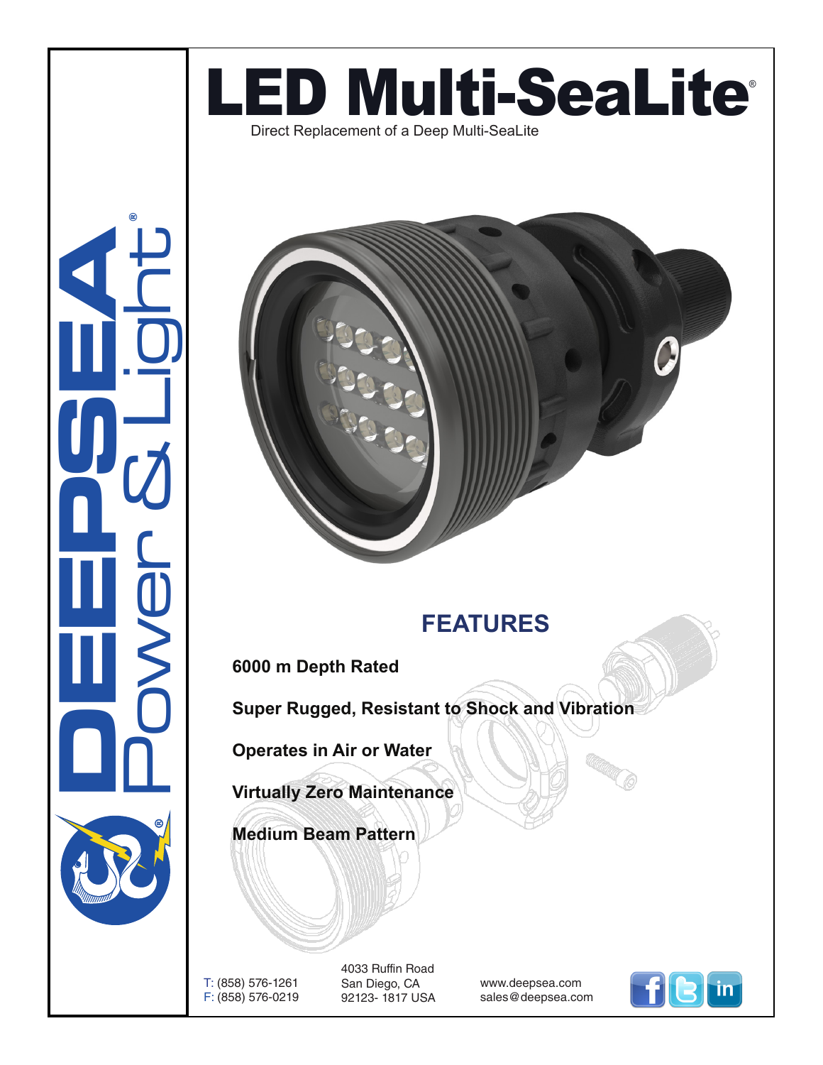# LED Multi-SeaLite®

Direct Replacement of a Deep Multi-SeaLite

DEEPSEA® Power & Light®

## FEATURES

**6000 m Depth Rated**

**Super Rugged, Resistant to Shock and Vibration**

**Operates in Air or Water**

**Virtually Zero Maintenance**

**Medium Beam Pattern**

T: (858) 576-1261
F: (858) 576-0219

4033 Ruffin Road
San Diego, CA
92123- 1817 USA

www.deepsea.com
sales@deepsea.com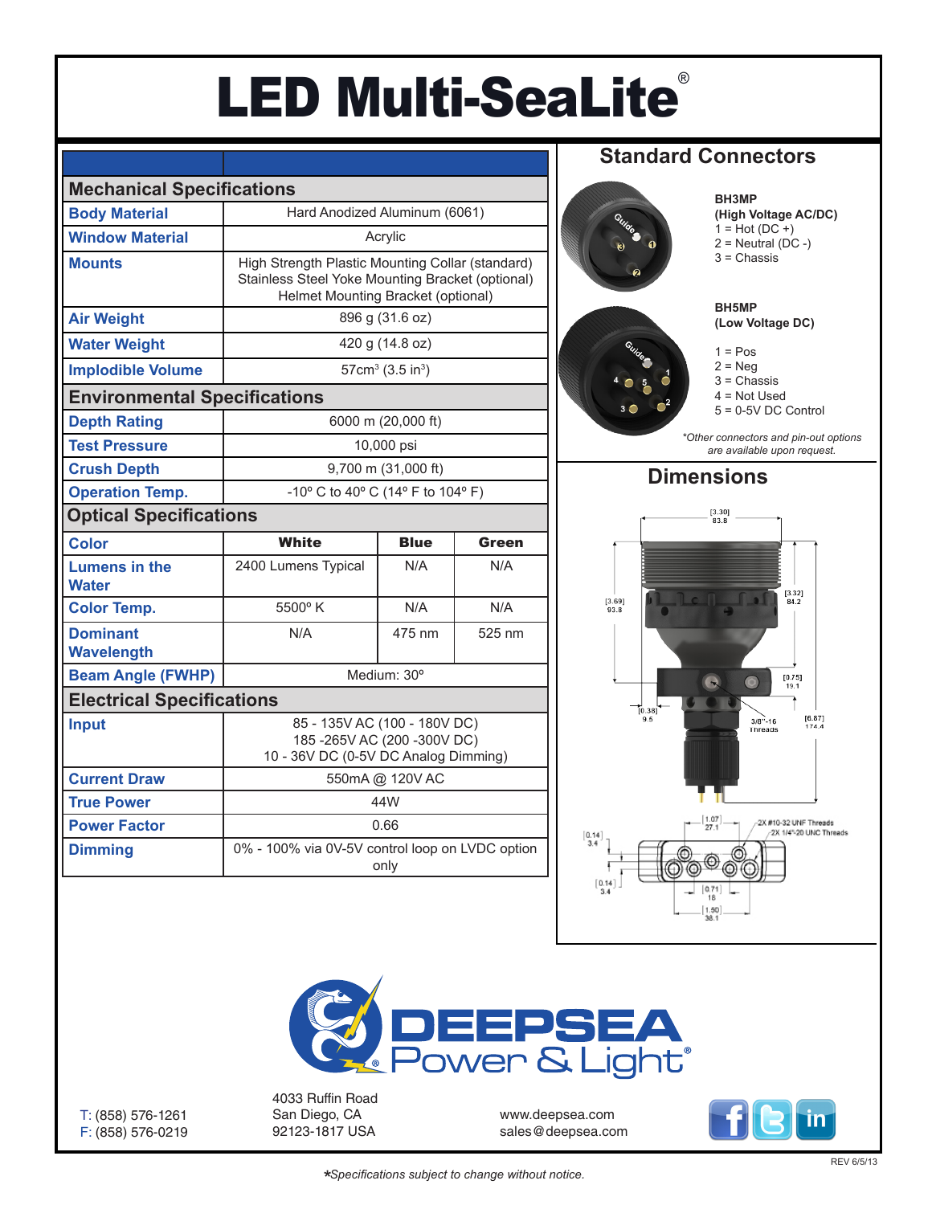# LED Multi-SeaLite®

| | | | |
|---|---|---|---|
| **Mechanical Specifications** | | | |
| **Body Material** | Hard Anodized Aluminum (6061) | | |
| **Window Material** | Acrylic | | |
| **Mounts** | High Strength Plastic Mounting Collar (standard)<br>Stainless Steel Yoke Mounting Bracket (optional)<br>Helmet Mounting Bracket (optional) | | |
| **Air Weight** | 896 g (31.6 oz) | | |
| **Water Weight** | 420 g (14.8 oz) | | |
| **Implodible Volume** | 57cm$^3$ (3.5 in$^3$) | | |
| **Environmental Specifications** | | | |
| **Depth Rating** | 6000 m (20,000 ft) | | |
| **Test Pressure** | 10,000 psi | | |
| **Crush Depth** | 9,700 m (31,000 ft) | | |
| **Operation Temp.** | -10º C to 40º C (14º F to 104º F) | | |
| **Optical Specifications** | | | |
| **Color** | **White** | **Blue** | **Green** |
| **Lumens in the Water** | 2400 Lumens Typical | N/A | N/A |
| **Color Temp.** | 5500º K | N/A | N/A |
| **Dominant Wavelength** | N/A | 475 nm | 525 nm |
| **Beam Angle (FWHP)** | Medium: 30º | | |
| **Electrical Specifications** | | | |
| **Input** | 85 - 135V AC (100 - 180V DC)<br>185 -265V AC (200 -300V DC)<br>10 - 36V DC (0-5V DC Analog Dimming) | | |
| **Current Draw** | 550mA @ 120V AC | | |
| **True Power** | 44W | | |
| **Power Factor** | 0.66 | | |
| **Dimming** | 0% - 100% via 0V-5V control loop on LVDC option only | | |

## Standard Connectors

**BH3MP**
**(High Voltage AC/DC)**
1 = Hot (DC +)
2 = Neutral (DC -)
3 = Chassis

**BH5MP**
**(Low Voltage DC)**

1 = Pos
2 = Neg
3 = Chassis
4 = Not Used
5 = 0-5V DC Control

*\*Other connectors and pin-out options are available upon request.*

## Dimensions

[3.30] 83.8
[3.69] 93.8
[3.32] 84.2
[0.75] 19.1
[0.38] 9.5
3/8"-16 Threads
[6.87] 174.4
[1.07] 27.1
2X #10-32 UNF Threads
2X 1/4"-20 UNC Threads
[0.14] 3.4
[0.14] 3.4
[0.71] 18
[1.50] 38.1

**DEEPSEA Power & Light®**

T: (858) 576-1261
F: (858) 576-0219

4033 Ruffin Road
San Diego, CA
92123-1817 USA

www.deepsea.com
sales@deepsea.com

REV 6/5/13

*\*Specifications subject to change without notice.*